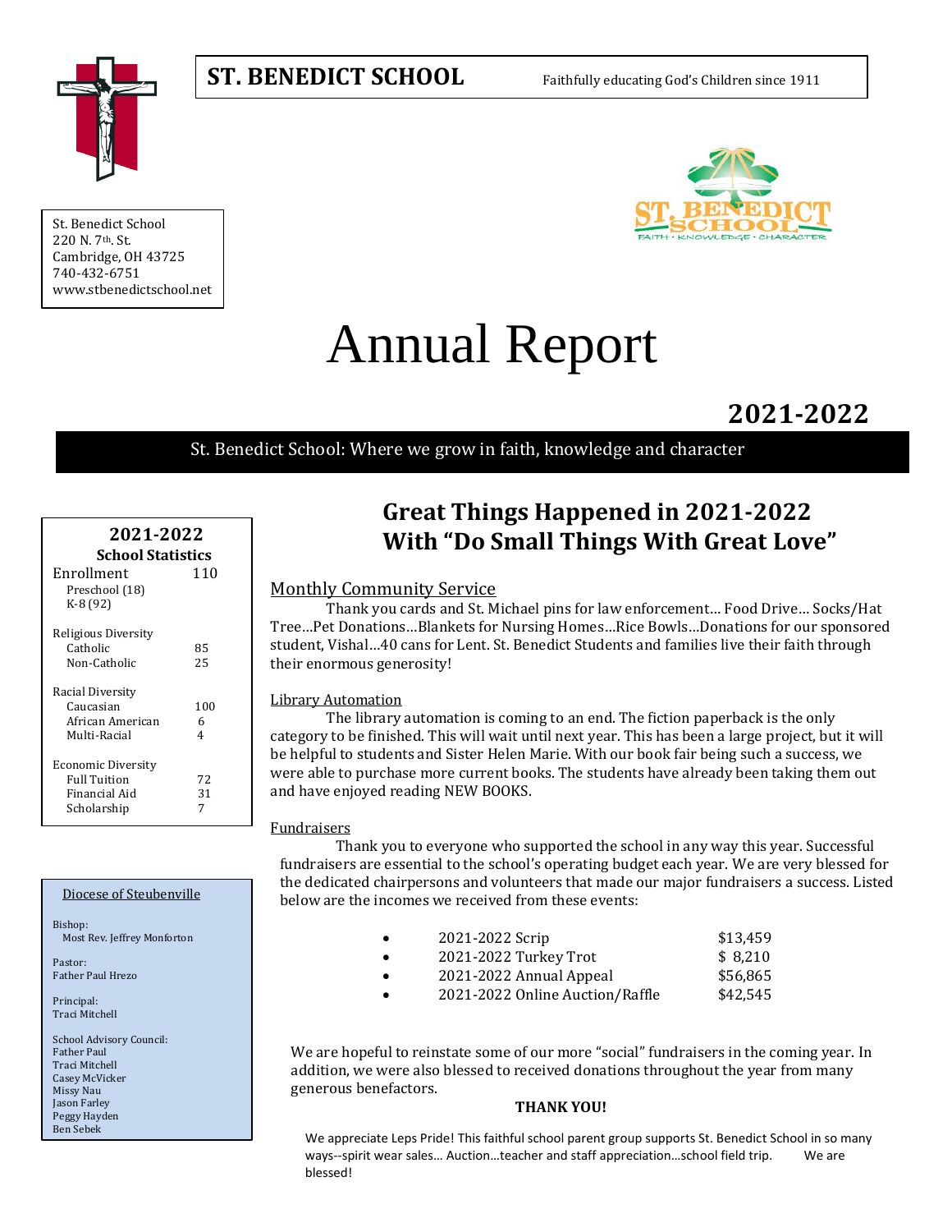# ST. BENEDICT SCHOOL

Faithfully educating God's Children since 1911

St. Benedict School
220 N. 7th. St.
Cambridge, OH 43725
740-432-6751
www.stbenedictschool.net

# Annual Report

## 2021-2022

St. Benedict School: Where we grow in faith, knowledge and character

### 2021-2022 School Statistics

| | |
|---|---|
| Enrollment | 110 |
| Preschool (18) | |
| K-8 (92) | |
| **Religious Diversity** | |
| Catholic | 85 |
| Non-Catholic | 25 |
| **Racial Diversity** | |
| Caucasian | 100 |
| African American | 6 |
| Multi-Racial | 4 |
| **Economic Diversity** | |
| Full Tuition | 72 |
| Financial Aid | 31 |
| Scholarship | 7 |

Diocese of Steubenville

Bishop:
Most Rev. Jeffrey Monforton

Pastor:
Father Paul Hrezo

Principal:
Traci Mitchell

School Advisory Council:
Father Paul
Traci Mitchell
Casey McVicker
Missy Nau
Jason Farley
Peggy Hayden
Ben Sebek

## Great Things Happened in 2021-2022 With "Do Small Things With Great Love"

### Monthly Community Service

Thank you cards and St. Michael pins for law enforcement… Food Drive… Socks/Hat Tree…Pet Donations…Blankets for Nursing Homes…Rice Bowls…Donations for our sponsored student, Vishal…40 cans for Lent. St. Benedict Students and families live their faith through their enormous generosity!

### Library Automation

The library automation is coming to an end. The fiction paperback is the only category to be finished. This will wait until next year. This has been a large project, but it will be helpful to students and Sister Helen Marie. With our book fair being such a success, we were able to purchase more current books. The students have already been taking them out and have enjoyed reading NEW BOOKS.

### Fundraisers

Thank you to everyone who supported the school in any way this year. Successful fundraisers are essential to the school's operating budget each year. We are very blessed for the dedicated chairpersons and volunteers that made our major fundraisers a success. Listed below are the incomes we received from these events:

- 2021-2022 Scrip $13,459
- 2021-2022 Turkey Trot $ 8,210
- 2021-2022 Annual Appeal $56,865
- 2021-2022 Online Auction/Raffle $42,545

We are hopeful to reinstate some of our more "social" fundraisers in the coming year. In addition, we were also blessed to received donations throughout the year from many generous benefactors.

**THANK YOU!**

We appreciate Leps Pride! This faithful school parent group supports St. Benedict School in so many ways--spirit wear sales… Auction…teacher and staff appreciation…school field trip. We are blessed!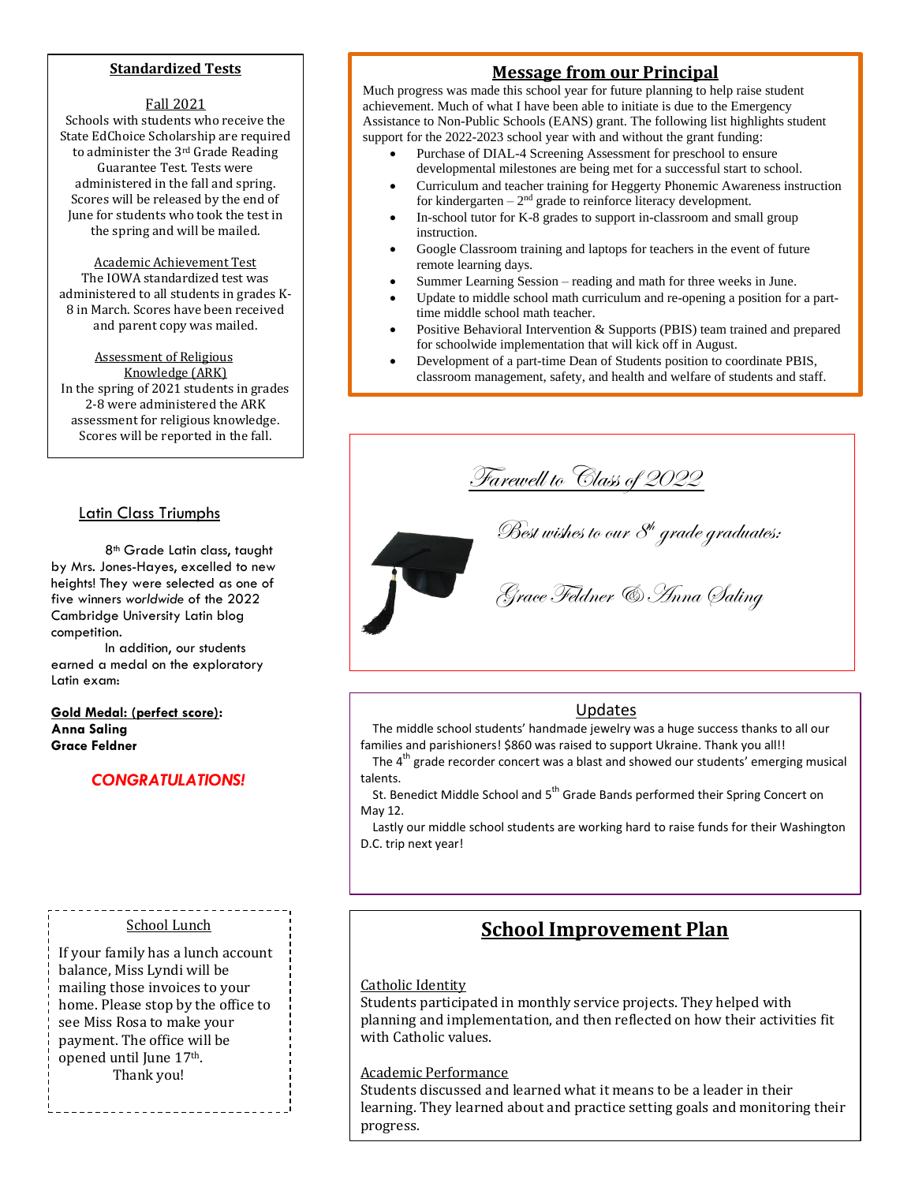## Standardized Tests

Fall 2021

Schools with students who receive the State EdChoice Scholarship are required to administer the 3rd Grade Reading Guarantee Test. Tests were administered in the fall and spring. Scores will be released by the end of June for students who took the test in the spring and will be mailed.

Academic Achievement Test

The IOWA standardized test was administered to all students in grades K-8 in March. Scores have been received and parent copy was mailed.

Assessment of Religious Knowledge (ARK)

In the spring of 2021 students in grades 2-8 were administered the ARK assessment for religious knowledge. Scores will be reported in the fall.

## Latin Class Triumphs

8th Grade Latin class, taught by Mrs. Jones-Hayes, excelled to new heights! They were selected as one of five winners *worldwide* of the 2022 Cambridge University Latin blog competition.

In addition, our students earned a medal on the exploratory Latin exam:

**Gold Medal: (perfect score):**
**Anna Saling**
**Grace Feldner**

***CONGRATULATIONS!***

## School Lunch

If your family has a lunch account balance, Miss Lyndi will be mailing those invoices to your home. Please stop by the office to see Miss Rosa to make your payment. The office will be opened until June 17th.

Thank you!

## Message from our Principal

Much progress was made this school year for future planning to help raise student achievement. Much of what I have been able to initiate is due to the Emergency Assistance to Non-Public Schools (EANS) grant. The following list highlights student support for the 2022-2023 school year with and without the grant funding:

- Purchase of DIAL-4 Screening Assessment for preschool to ensure developmental milestones are being met for a successful start to school.
- Curriculum and teacher training for Heggerty Phonemic Awareness instruction for kindergarten – 2nd grade to reinforce literacy development.
- In-school tutor for K-8 grades to support in-classroom and small group instruction.
- Google Classroom training and laptops for teachers in the event of future remote learning days.
- Summer Learning Session – reading and math for three weeks in June.
- Update to middle school math curriculum and re-opening a position for a part-time middle school math teacher.
- Positive Behavioral Intervention & Supports (PBIS) team trained and prepared for schoolwide implementation that will kick off in August.
- Development of a part-time Dean of Students position to coordinate PBIS, classroom management, safety, and health and welfare of students and staff.

## Farewell to Class of 2022

*Best wishes to our 8th grade graduates:*

*Grace Feldner & Anna Saling*

## Updates

The middle school students' handmade jewelry was a huge success thanks to all our families and parishioners! $860 was raised to support Ukraine. Thank you all!!

The 4th grade recorder concert was a blast and showed our students' emerging musical talents.

St. Benedict Middle School and 5th Grade Bands performed their Spring Concert on May 12.

Lastly our middle school students are working hard to raise funds for their Washington D.C. trip next year!

## School Improvement Plan

Catholic Identity

Students participated in monthly service projects. They helped with planning and implementation, and then reflected on how their activities fit with Catholic values.

Academic Performance

Students discussed and learned what it means to be a leader in their learning. They learned about and practice setting goals and monitoring their progress.